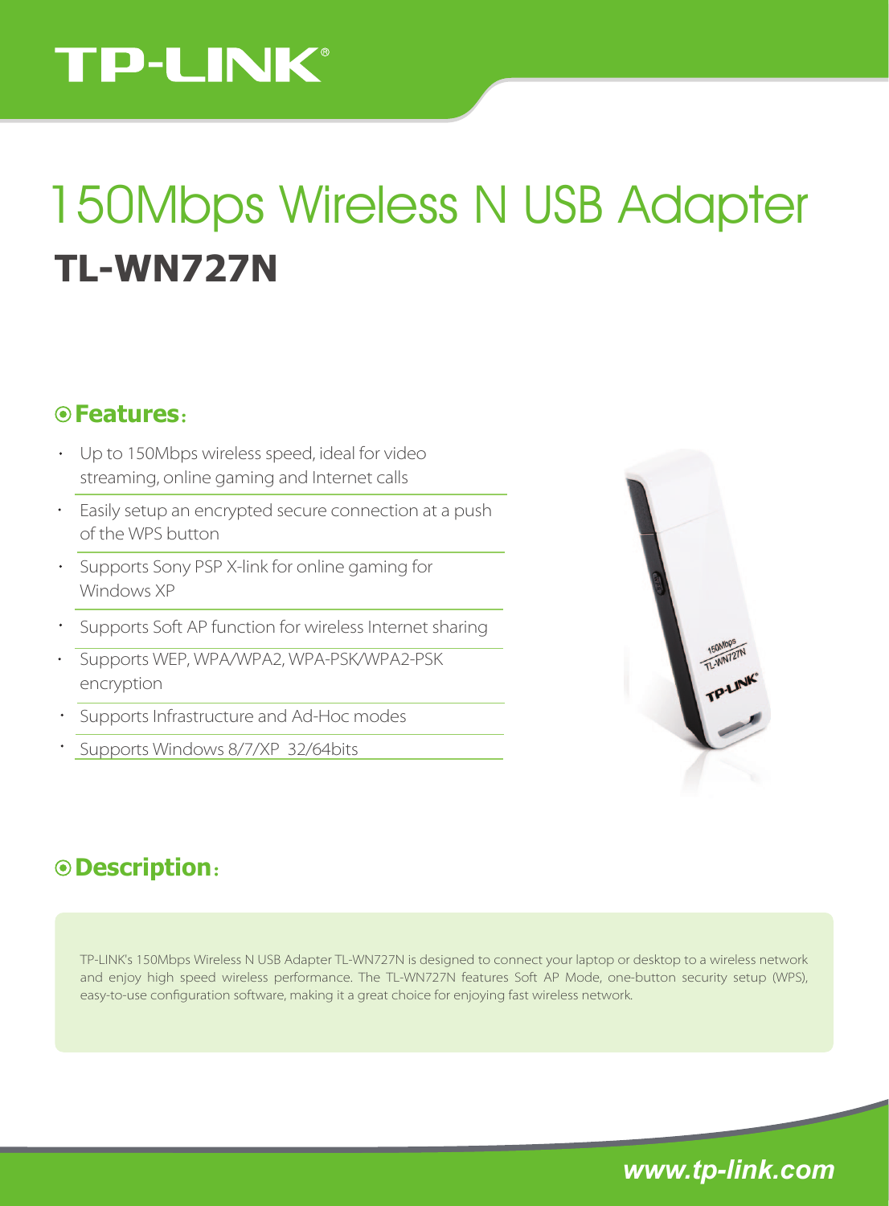# TP-LINK®

# 150Mbps Wireless N USB Adapter

## TL-WN727N

### ⊙Features:

- Up to 150Mbps wireless speed, ideal for video streaming, online gaming and Internet calls
- Easily setup an encrypted secure connection at a push of the WPS button
- Supports Sony PSP X-link for online gaming for Windows XP
- Supports Soft AP function for wireless Internet sharing
- Supports WEP, WPA/WPA2, WPA-PSK/WPA2-PSK encryption
- Supports Infrastructure and Ad-Hoc modes
- Supports Windows 8/7/XP 32/64bits

### ⊙Description:

TP-LINK's 150Mbps Wireless N USB Adapter TL-WN727N is designed to connect your laptop or desktop to a wireless network and enjoy high speed wireless performance. The TL-WN727N features Soft AP Mode, one-button security setup (WPS), easy-to-use configuration software, making it a great choice for enjoying fast wireless network.

*www.tp-link.com*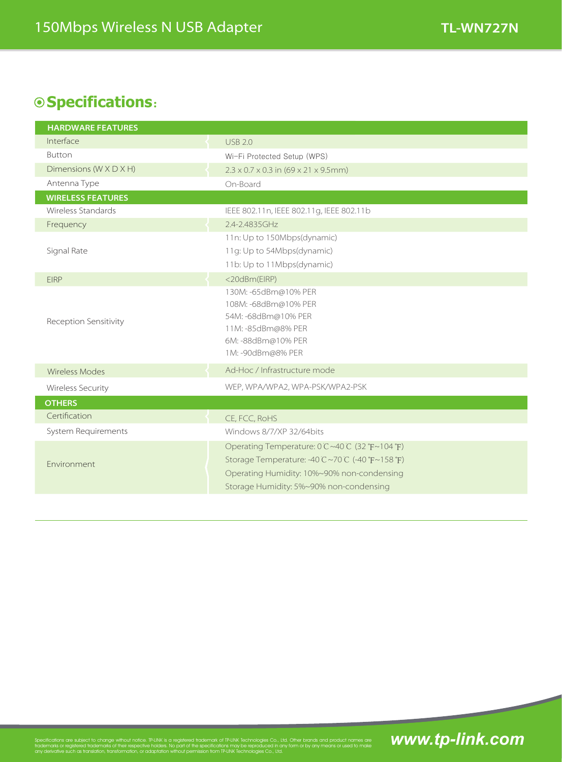## ⊙Specifications:

| HARDWARE FEATURES | |
|---|---|
| Interface | USB 2.0 |
| Button | Wi-Fi Protected Setup (WPS) |
| Dimensions (W X D X H) | 2.3 x 0.7 x 0.3 in (69 x 21 x 9.5mm) |
| Antenna Type | On-Board |
| **WIRELESS FEATURES** | |
| Wireless Standards | IEEE 802.11n, IEEE 802.11g, IEEE 802.11b |
| Frequency | 2.4-2.4835GHz |
| Signal Rate | 11n: Up to 150Mbps(dynamic)<br>11g: Up to 54Mbps(dynamic)<br>11b: Up to 11Mbps(dynamic) |
| EIRP | <20dBm(EIRP) |
| Reception Sensitivity | 130M: -65dBm@10% PER<br>108M: -68dBm@10% PER<br>54M: -68dBm@10% PER<br>11M: -85dBm@8% PER<br>6M: -88dBm@10% PER<br>1M: -90dBm@8% PER |
| Wireless Modes | Ad-Hoc / Infrastructure mode |
| Wireless Security | WEP, WPA/WPA2, WPA-PSK/WPA2-PSK |
| **OTHERS** | |
| Certification | CE, FCC, RoHS |
| System Requirements | Windows 8/7/XP 32/64bits |
| Environment | Operating Temperature: 0℃~40℃ (32℉~104℉)<br>Storage Temperature: -40℃~70℃ (-40℉~158℉)<br>Operating Humidity: 10%~90% non-condensing<br>Storage Humidity: 5%~90% non-condensing |

Specifications are subject to change without notice. TP-LINK is a registered trademark of TP-LINK Technologies Co., Ltd. Other brands and product names are trademarks or registered trademarks of their respective holders. No part of the specifications may be reproduced in any form or by any means or used to make any derivative such as translation, transformation, or adaptation without permission from TP-LINK Technologies Co., Ltd.

www.tp-link.com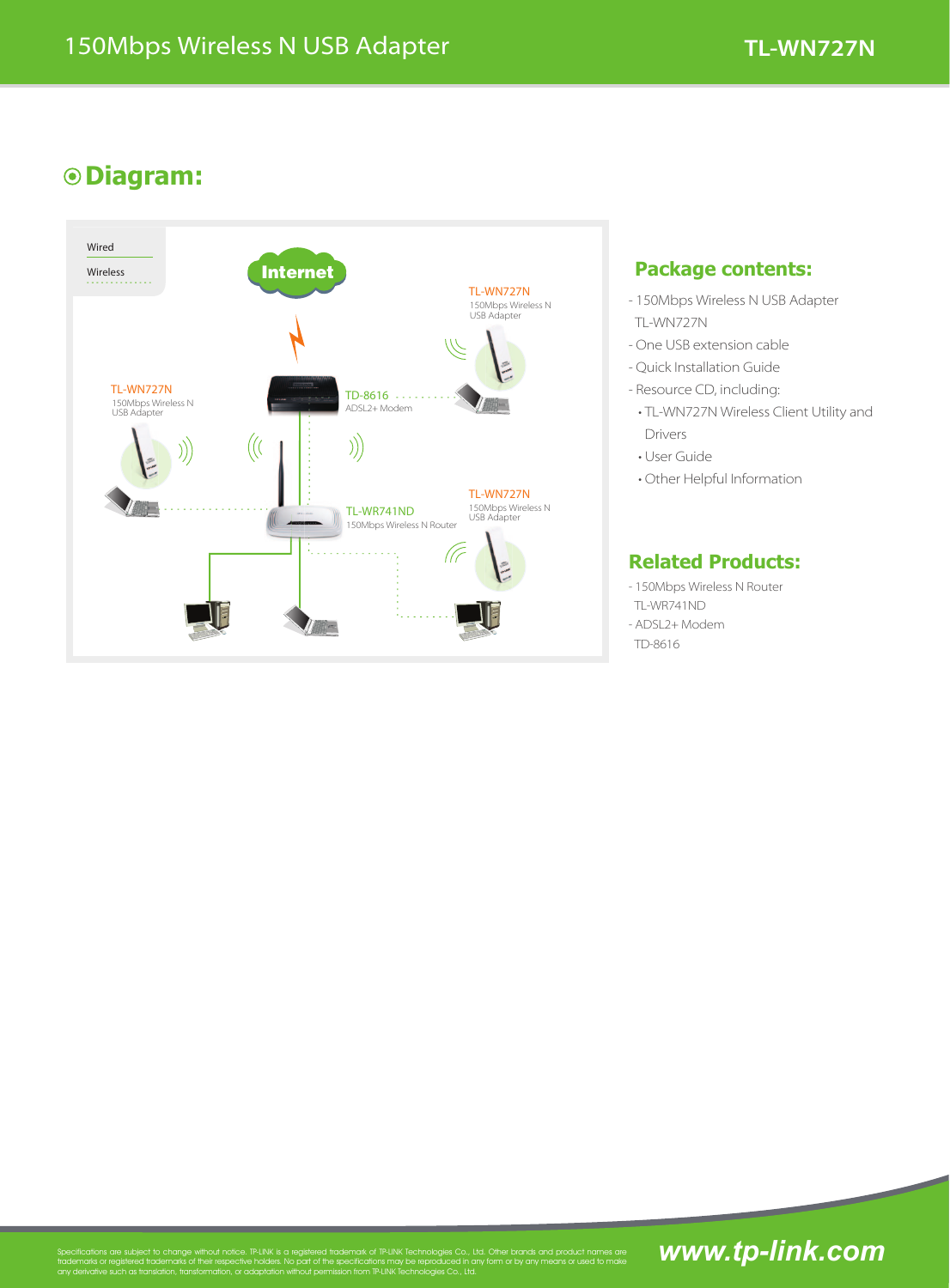## Diagram:

Wired

Wireless

Internet

TL-WN727N
150Mbps Wireless N USB Adapter

TD-8616
ADSL2+ Modem

TL-WN727N
150Mbps Wireless N USB Adapter

TL-WR741ND
150Mbps Wireless N Router

TL-WN727N
150Mbps Wireless N USB Adapter

## Package contents:

- 150Mbps Wireless N USB Adapter TL-WN727N
- One USB extension cable
- Quick Installation Guide
- Resource CD, including:
  - TL-WN727N Wireless Client Utility and Drivers
  - User Guide
  - Other Helpful Information

## Related Products:

- 150Mbps Wireless N Router TL-WR741ND
- ADSL2+ Modem TD-8616

Specifications are subject to change without notice. TP-LINK is a registered trademark of TP-LINK Technologies Co., Ltd. Other brands and product names are trademarks or registered trademarks of their respective holders. No part of the specifications may be reproduced in any form or by any means or used to make any derivative such as translation, transformation, or adaptation without permission from TP-LINK Technologies Co., Ltd.

www.tp-link.com